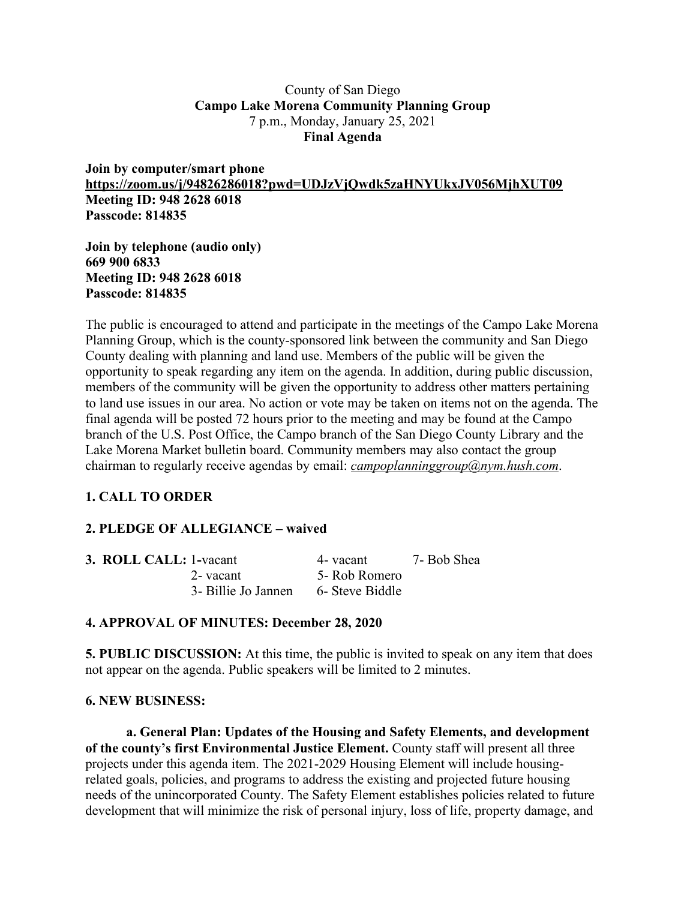County of San Diego

**Campo Lake Morena Community Planning Group**

7 p.m., Monday, January 25, 2021

**Final Agenda**

**Join by computer/smart phone**
**https://zoom.us/j/94826286018?pwd=UDJzVjQwdk5zaHNYUkxJV056MjhXUT09**
**Meeting ID: 948 2628 6018**
**Passcode: 814835**

**Join by telephone (audio only)**
**669 900 6833**
**Meeting ID: 948 2628 6018**
**Passcode: 814835**

The public is encouraged to attend and participate in the meetings of the Campo Lake Morena Planning Group, which is the county-sponsored link between the community and San Diego County dealing with planning and land use. Members of the public will be given the opportunity to speak regarding any item on the agenda. In addition, during public discussion, members of the community will be given the opportunity to address other matters pertaining to land use issues in our area. No action or vote may be taken on items not on the agenda. The final agenda will be posted 72 hours prior to the meeting and may be found at the Campo branch of the U.S. Post Office, the Campo branch of the San Diego County Library and the Lake Morena Market bulletin board. Community members may also contact the group chairman to regularly receive agendas by email: *campoplanninggroup@nym.hush.com*.

**1. CALL TO ORDER**

**2. PLEDGE OF ALLEGIANCE – waived**

**3. ROLL CALL:**
1-vacant
2- vacant
3- Billie Jo Jannen
4- vacant
5- Rob Romero
6- Steve Biddle
7- Bob Shea

**4. APPROVAL OF MINUTES: December 28, 2020**

**5. PUBLIC DISCUSSION:** At this time, the public is invited to speak on any item that does not appear on the agenda. Public speakers will be limited to 2 minutes.

**6. NEW BUSINESS:**

**a. General Plan: Updates of the Housing and Safety Elements, and development of the county's first Environmental Justice Element.** County staff will present all three projects under this agenda item. The 2021-2029 Housing Element will include housing-related goals, policies, and programs to address the existing and projected future housing needs of the unincorporated County. The Safety Element establishes policies related to future development that will minimize the risk of personal injury, loss of life, property damage, and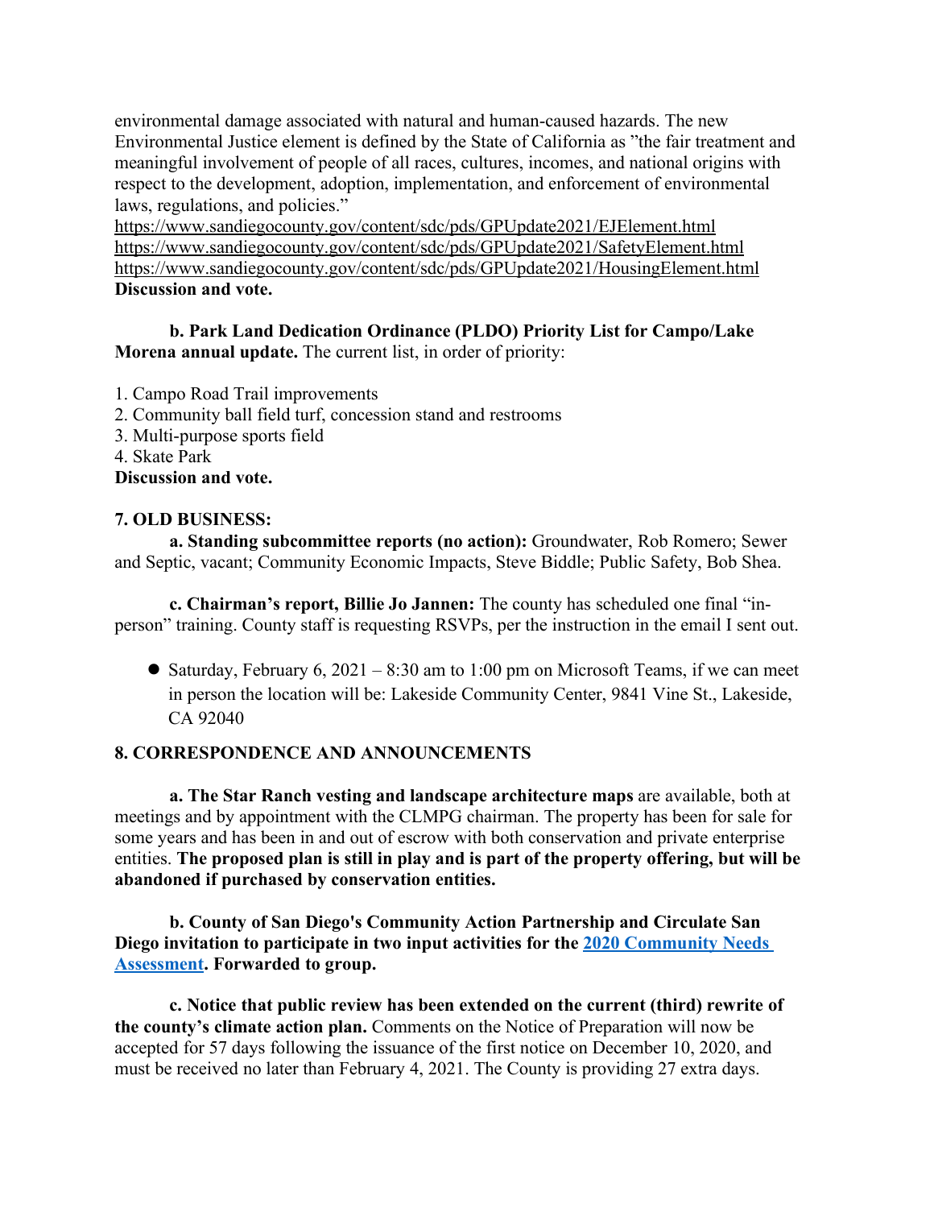environmental damage associated with natural and human-caused hazards. The new Environmental Justice element is defined by the State of California as "the fair treatment and meaningful involvement of people of all races, cultures, incomes, and national origins with respect to the development, adoption, implementation, and enforcement of environmental laws, regulations, and policies."
https://www.sandiegocounty.gov/content/sdc/pds/GPUpdate2021/EJElement.html
https://www.sandiegocounty.gov/content/sdc/pds/GPUpdate2021/SafetyElement.html
https://www.sandiegocounty.gov/content/sdc/pds/GPUpdate2021/HousingElement.html
**Discussion and vote.**

**b. Park Land Dedication Ordinance (PLDO) Priority List for Campo/Lake Morena annual update.** The current list, in order of priority:

1. Campo Road Trail improvements
2. Community ball field turf, concession stand and restrooms
3. Multi-purpose sports field
4. Skate Park

**Discussion and vote.**

**7. OLD BUSINESS:**

**a. Standing subcommittee reports (no action):** Groundwater, Rob Romero; Sewer and Septic, vacant; Community Economic Impacts, Steve Biddle; Public Safety, Bob Shea.

**c. Chairman's report, Billie Jo Jannen:** The county has scheduled one final "in-person" training. County staff is requesting RSVPs, per the instruction in the email I sent out.

- Saturday, February 6, 2021 – 8:30 am to 1:00 pm on Microsoft Teams, if we can meet in person the location will be: Lakeside Community Center, 9841 Vine St., Lakeside, CA 92040

**8. CORRESPONDENCE AND ANNOUNCEMENTS**

**a. The Star Ranch vesting and landscape architecture maps** are available, both at meetings and by appointment with the CLMPG chairman. The property has been for sale for some years and has been in and out of escrow with both conservation and private enterprise entities. **The proposed plan is still in play and is part of the property offering, but will be abandoned if purchased by conservation entities.**

**b. County of San Diego's Community Action Partnership and Circulate San Diego invitation to participate in two input activities for the 2020 Community Needs Assessment. Forwarded to group.**

**c. Notice that public review has been extended on the current (third) rewrite of the county's climate action plan.** Comments on the Notice of Preparation will now be accepted for 57 days following the issuance of the first notice on December 10, 2020, and must be received no later than February 4, 2021. The County is providing 27 extra days.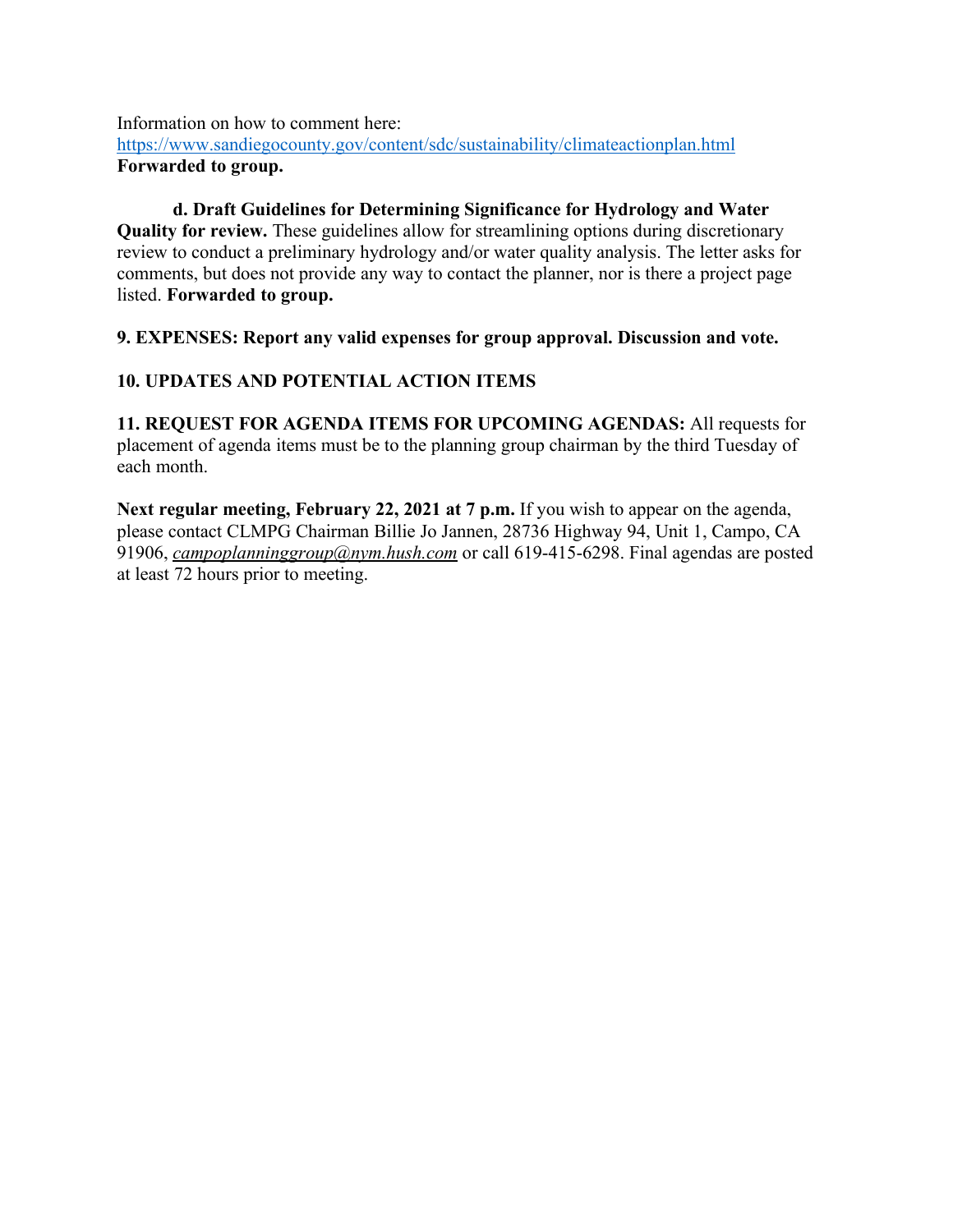Information on how to comment here:
https://www.sandiegocounty.gov/content/sdc/sustainability/climateactionplan.html
**Forwarded to group.**

**d. Draft Guidelines for Determining Significance for Hydrology and Water Quality for review.** These guidelines allow for streamlining options during discretionary review to conduct a preliminary hydrology and/or water quality analysis. The letter asks for comments, but does not provide any way to contact the planner, nor is there a project page listed. **Forwarded to group.**

**9. EXPENSES: Report any valid expenses for group approval. Discussion and vote.**

**10. UPDATES AND POTENTIAL ACTION ITEMS**

**11. REQUEST FOR AGENDA ITEMS FOR UPCOMING AGENDAS:** All requests for placement of agenda items must be to the planning group chairman by the third Tuesday of each month.

**Next regular meeting, February 22, 2021 at 7 p.m.** If you wish to appear on the agenda, please contact CLMPG Chairman Billie Jo Jannen, 28736 Highway 94, Unit 1, Campo, CA 91906, *campoplanninggroup@nym.hush.com* or call 619-415-6298. Final agendas are posted at least 72 hours prior to meeting.